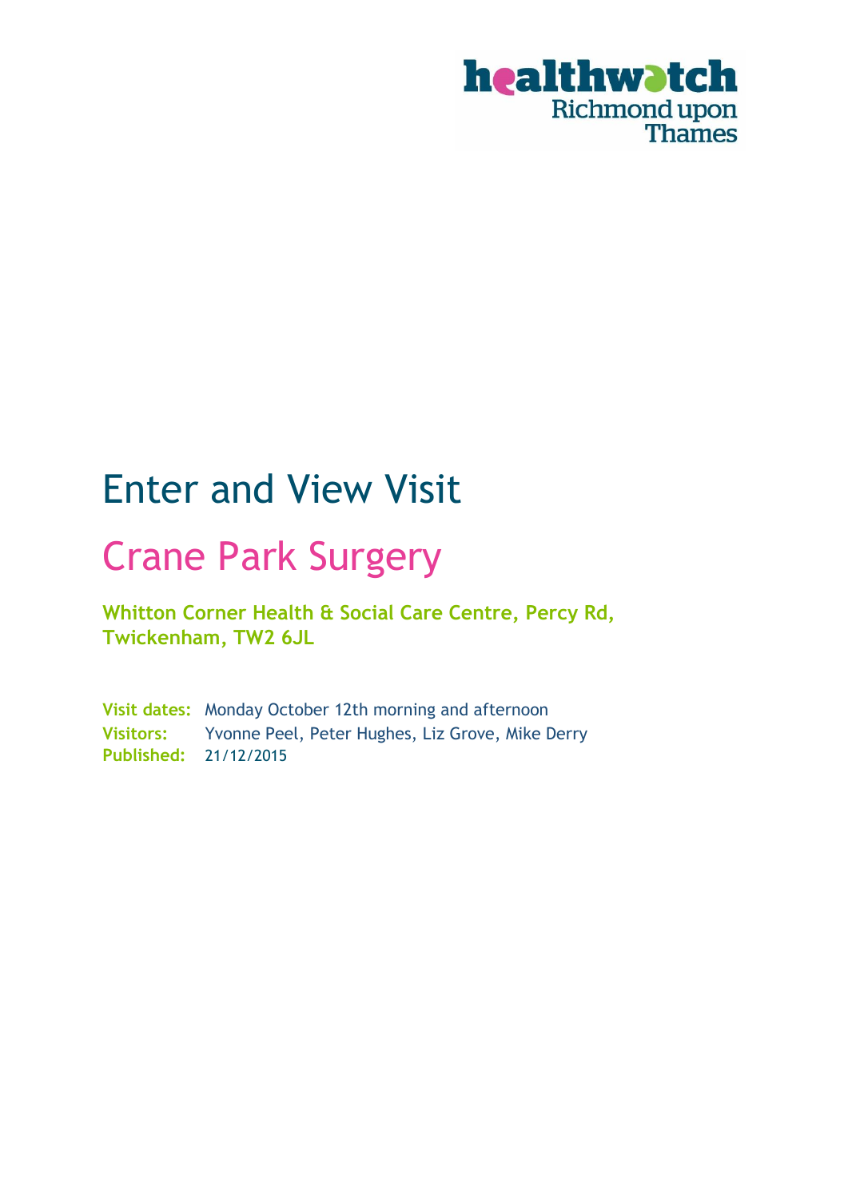healthwatch Richmond upon Thames

# Enter and View Visit

## Crane Park Surgery

**Whitton Corner Health & Social Care Centre, Percy Rd, Twickenham, TW2 6JL**

**Visit dates:** Monday October 12th morning and afternoon
**Visitors:** Yvonne Peel, Peter Hughes, Liz Grove, Mike Derry
**Published:** 21/12/2015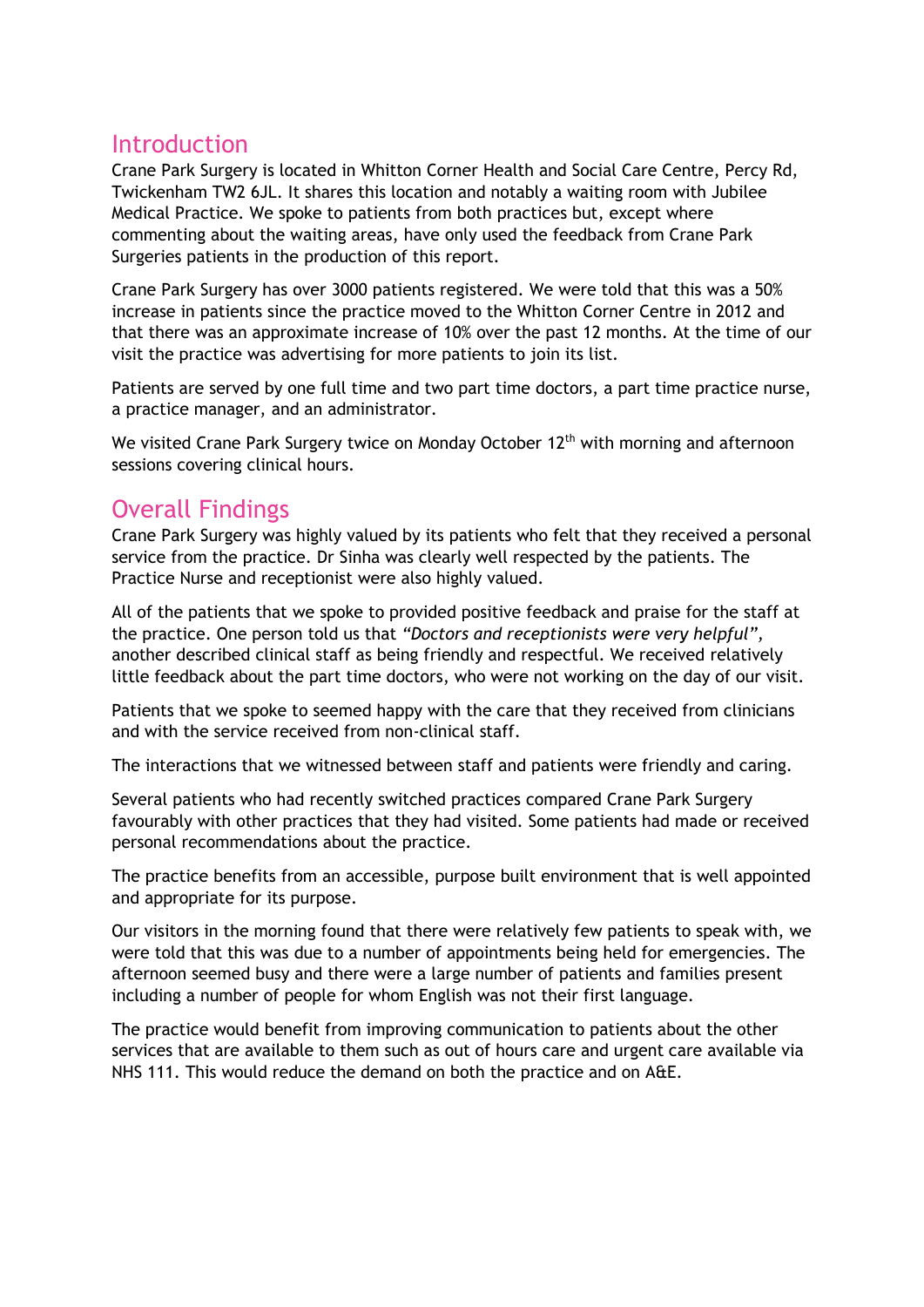## Introduction

Crane Park Surgery is located in Whitton Corner Health and Social Care Centre, Percy Rd, Twickenham TW2 6JL. It shares this location and notably a waiting room with Jubilee Medical Practice. We spoke to patients from both practices but, except where commenting about the waiting areas, have only used the feedback from Crane Park Surgeries patients in the production of this report.

Crane Park Surgery has over 3000 patients registered. We were told that this was a 50% increase in patients since the practice moved to the Whitton Corner Centre in 2012 and that there was an approximate increase of 10% over the past 12 months. At the time of our visit the practice was advertising for more patients to join its list.

Patients are served by one full time and two part time doctors, a part time practice nurse, a practice manager, and an administrator.

We visited Crane Park Surgery twice on Monday October 12th with morning and afternoon sessions covering clinical hours.

## Overall Findings

Crane Park Surgery was highly valued by its patients who felt that they received a personal service from the practice. Dr Sinha was clearly well respected by the patients. The Practice Nurse and receptionist were also highly valued.

All of the patients that we spoke to provided positive feedback and praise for the staff at the practice. One person told us that *"Doctors and receptionists were very helpful"*, another described clinical staff as being friendly and respectful. We received relatively little feedback about the part time doctors, who were not working on the day of our visit.

Patients that we spoke to seemed happy with the care that they received from clinicians and with the service received from non-clinical staff.

The interactions that we witnessed between staff and patients were friendly and caring.

Several patients who had recently switched practices compared Crane Park Surgery favourably with other practices that they had visited. Some patients had made or received personal recommendations about the practice.

The practice benefits from an accessible, purpose built environment that is well appointed and appropriate for its purpose.

Our visitors in the morning found that there were relatively few patients to speak with, we were told that this was due to a number of appointments being held for emergencies. The afternoon seemed busy and there were a large number of patients and families present including a number of people for whom English was not their first language.

The practice would benefit from improving communication to patients about the other services that are available to them such as out of hours care and urgent care available via NHS 111. This would reduce the demand on both the practice and on A&E.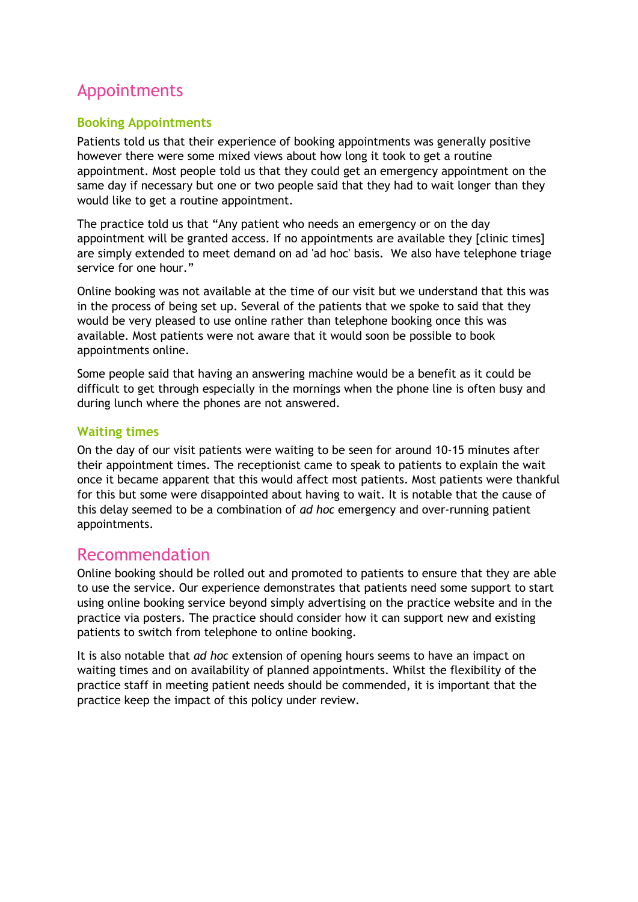# Appointments

## Booking Appointments

Patients told us that their experience of booking appointments was generally positive however there were some mixed views about how long it took to get a routine appointment. Most people told us that they could get an emergency appointment on the same day if necessary but one or two people said that they had to wait longer than they would like to get a routine appointment.

The practice told us that "Any patient who needs an emergency or on the day appointment will be granted access. If no appointments are available they [clinic times] are simply extended to meet demand on ad 'ad hoc' basis. We also have telephone triage service for one hour."

Online booking was not available at the time of our visit but we understand that this was in the process of being set up. Several of the patients that we spoke to said that they would be very pleased to use online rather than telephone booking once this was available. Most patients were not aware that it would soon be possible to book appointments online.

Some people said that having an answering machine would be a benefit as it could be difficult to get through especially in the mornings when the phone line is often busy and during lunch where the phones are not answered.

## Waiting times

On the day of our visit patients were waiting to be seen for around 10-15 minutes after their appointment times. The receptionist came to speak to patients to explain the wait once it became apparent that this would affect most patients. Most patients were thankful for this but some were disappointed about having to wait. It is notable that the cause of this delay seemed to be a combination of *ad hoc* emergency and over-running patient appointments.

# Recommendation

Online booking should be rolled out and promoted to patients to ensure that they are able to use the service. Our experience demonstrates that patients need some support to start using online booking service beyond simply advertising on the practice website and in the practice via posters. The practice should consider how it can support new and existing patients to switch from telephone to online booking.

It is also notable that *ad hoc* extension of opening hours seems to have an impact on waiting times and on availability of planned appointments. Whilst the flexibility of the practice staff in meeting patient needs should be commended, it is important that the practice keep the impact of this policy under review.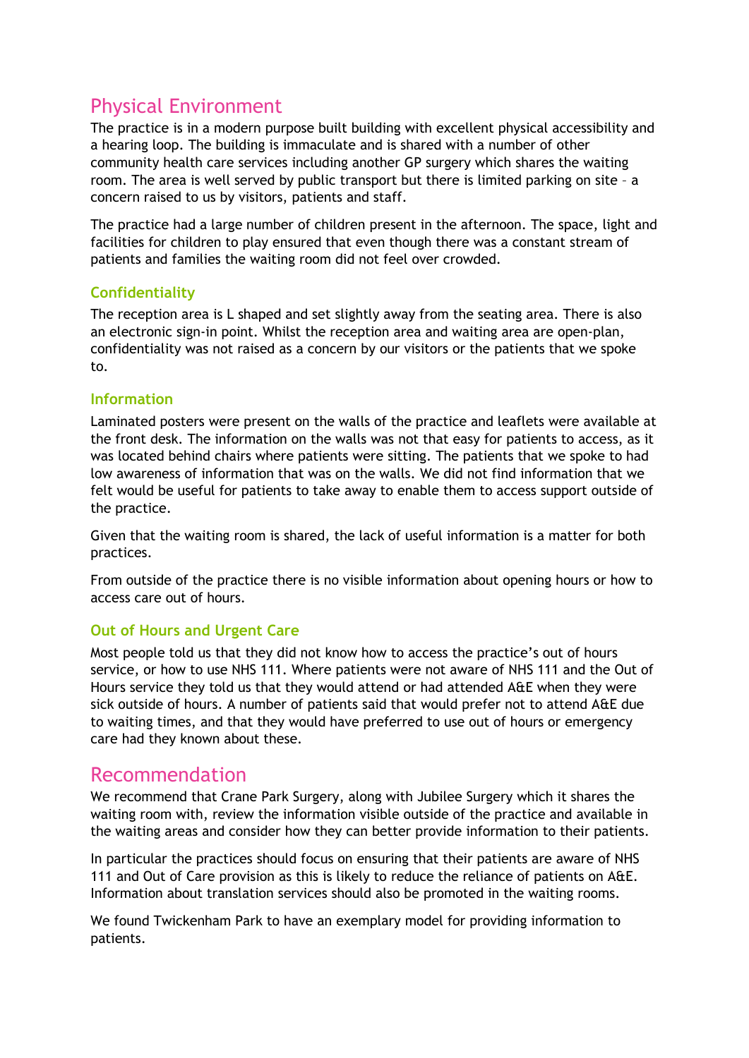# Physical Environment

The practice is in a modern purpose built building with excellent physical accessibility and a hearing loop. The building is immaculate and is shared with a number of other community health care services including another GP surgery which shares the waiting room. The area is well served by public transport but there is limited parking on site – a concern raised to us by visitors, patients and staff.

The practice had a large number of children present in the afternoon. The space, light and facilities for children to play ensured that even though there was a constant stream of patients and families the waiting room did not feel over crowded.

## Confidentiality

The reception area is L shaped and set slightly away from the seating area. There is also an electronic sign-in point. Whilst the reception area and waiting area are open-plan, confidentiality was not raised as a concern by our visitors or the patients that we spoke to.

## Information

Laminated posters were present on the walls of the practice and leaflets were available at the front desk. The information on the walls was not that easy for patients to access, as it was located behind chairs where patients were sitting. The patients that we spoke to had low awareness of information that was on the walls. We did not find information that we felt would be useful for patients to take away to enable them to access support outside of the practice.

Given that the waiting room is shared, the lack of useful information is a matter for both practices.

From outside of the practice there is no visible information about opening hours or how to access care out of hours.

## Out of Hours and Urgent Care

Most people told us that they did not know how to access the practice's out of hours service, or how to use NHS 111. Where patients were not aware of NHS 111 and the Out of Hours service they told us that they would attend or had attended A&E when they were sick outside of hours. A number of patients said that would prefer not to attend A&E due to waiting times, and that they would have preferred to use out of hours or emergency care had they known about these.

# Recommendation

We recommend that Crane Park Surgery, along with Jubilee Surgery which it shares the waiting room with, review the information visible outside of the practice and available in the waiting areas and consider how they can better provide information to their patients.

In particular the practices should focus on ensuring that their patients are aware of NHS 111 and Out of Care provision as this is likely to reduce the reliance of patients on A&E. Information about translation services should also be promoted in the waiting rooms.

We found Twickenham Park to have an exemplary model for providing information to patients.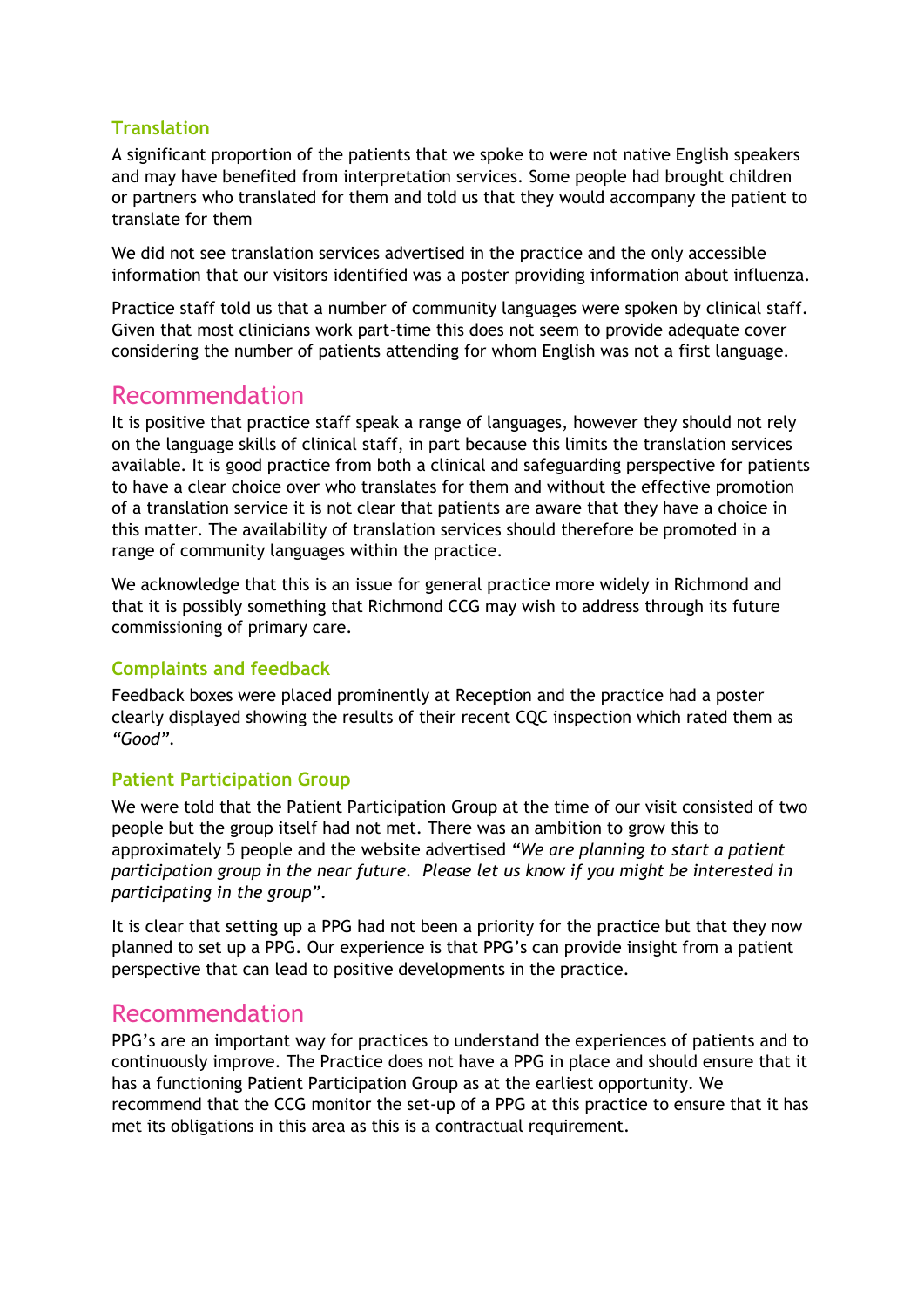### Translation

A significant proportion of the patients that we spoke to were not native English speakers and may have benefited from interpretation services. Some people had brought children or partners who translated for them and told us that they would accompany the patient to translate for them

We did not see translation services advertised in the practice and the only accessible information that our visitors identified was a poster providing information about influenza.

Practice staff told us that a number of community languages were spoken by clinical staff. Given that most clinicians work part-time this does not seem to provide adequate cover considering the number of patients attending for whom English was not a first language.

## Recommendation

It is positive that practice staff speak a range of languages, however they should not rely on the language skills of clinical staff, in part because this limits the translation services available. It is good practice from both a clinical and safeguarding perspective for patients to have a clear choice over who translates for them and without the effective promotion of a translation service it is not clear that patients are aware that they have a choice in this matter. The availability of translation services should therefore be promoted in a range of community languages within the practice.

We acknowledge that this is an issue for general practice more widely in Richmond and that it is possibly something that Richmond CCG may wish to address through its future commissioning of primary care.

### Complaints and feedback

Feedback boxes were placed prominently at Reception and the practice had a poster clearly displayed showing the results of their recent CQC inspection which rated them as *"Good"*.

### Patient Participation Group

We were told that the Patient Participation Group at the time of our visit consisted of two people but the group itself had not met. There was an ambition to grow this to approximately 5 people and the website advertised *"We are planning to start a patient participation group in the near future. Please let us know if you might be interested in participating in the group"*.

It is clear that setting up a PPG had not been a priority for the practice but that they now planned to set up a PPG. Our experience is that PPG's can provide insight from a patient perspective that can lead to positive developments in the practice.

## Recommendation

PPG's are an important way for practices to understand the experiences of patients and to continuously improve. The Practice does not have a PPG in place and should ensure that it has a functioning Patient Participation Group as at the earliest opportunity. We recommend that the CCG monitor the set-up of a PPG at this practice to ensure that it has met its obligations in this area as this is a contractual requirement.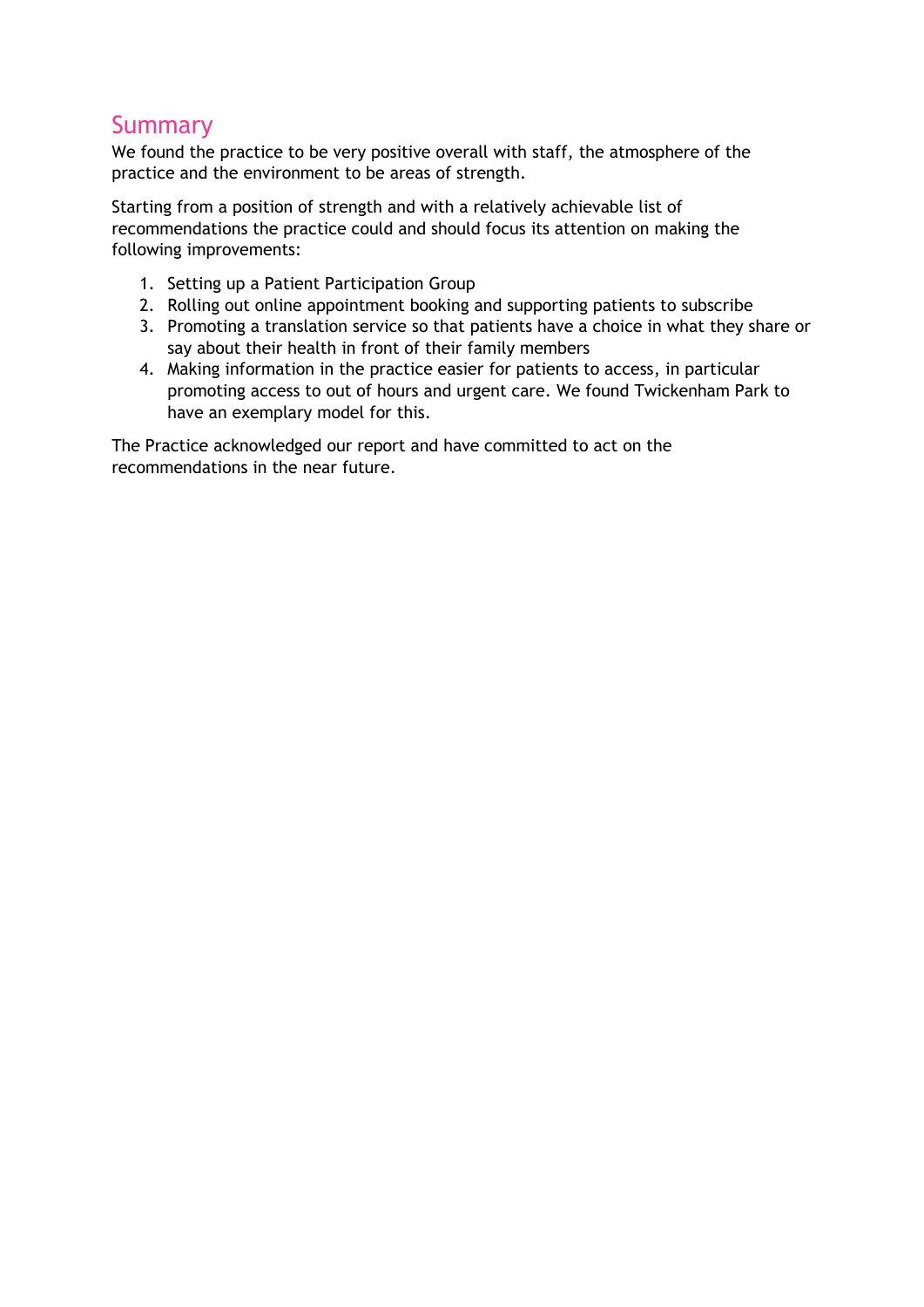## Summary

We found the practice to be very positive overall with staff, the atmosphere of the practice and the environment to be areas of strength.

Starting from a position of strength and with a relatively achievable list of recommendations the practice could and should focus its attention on making the following improvements:

1. Setting up a Patient Participation Group
2. Rolling out online appointment booking and supporting patients to subscribe
3. Promoting a translation service so that patients have a choice in what they share or say about their health in front of their family members
4. Making information in the practice easier for patients to access, in particular promoting access to out of hours and urgent care. We found Twickenham Park to have an exemplary model for this.

The Practice acknowledged our report and have committed to act on the recommendations in the near future.